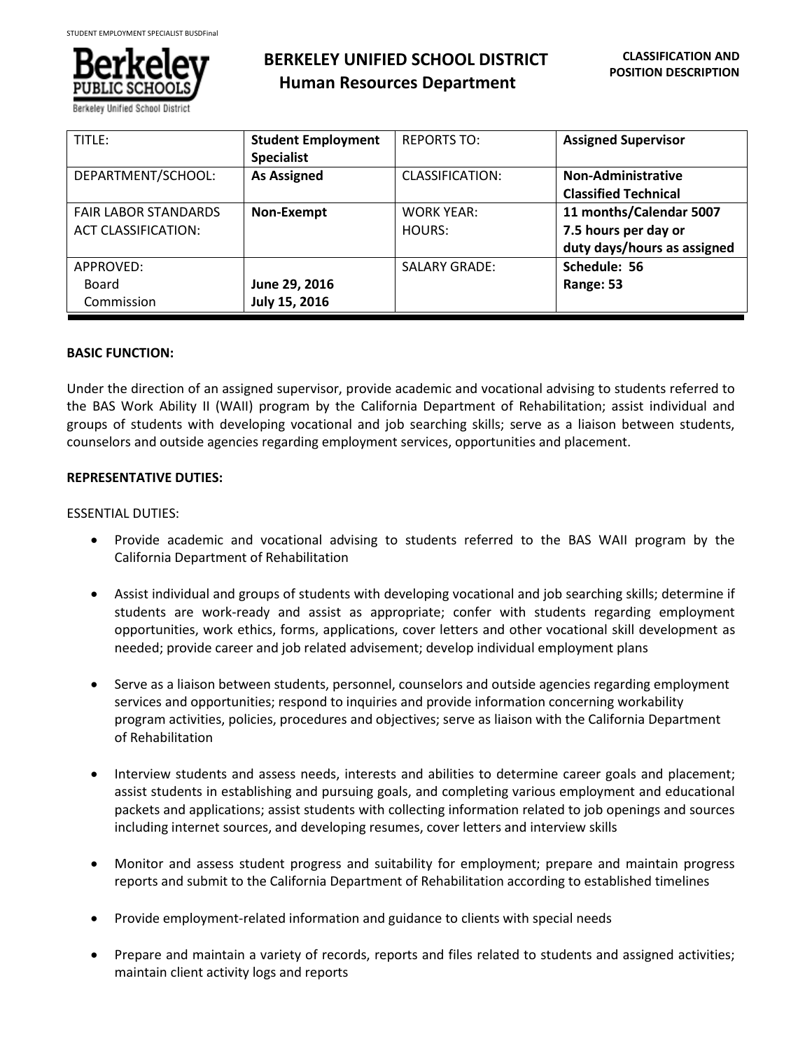# BERKELEY UNIFIED SCHOOL DISTRICT
## Human Resources Department

**CLASSIFICATION AND POSITION DESCRIPTION**

| TITLE: | **Student Employment Specialist** | REPORTS TO: | **Assigned Supervisor** |
|---|---|---|---|
| DEPARTMENT/SCHOOL: | **As Assigned** | CLASSIFICATION: | **Non-Administrative Classified Technical** |
| FAIR LABOR STANDARDS ACT CLASSIFICATION: | **Non-Exempt** | WORK YEAR: HOURS: | **11 months/Calendar 5007 7.5 hours per day or duty days/hours as assigned** |
| APPROVED: Board Commission | **June 29, 2016 July 15, 2016** | SALARY GRADE: | **Schedule: 56 Range: 53** |

**BASIC FUNCTION:**

Under the direction of an assigned supervisor, provide academic and vocational advising to students referred to the BAS Work Ability II (WAII) program by the California Department of Rehabilitation; assist individual and groups of students with developing vocational and job searching skills; serve as a liaison between students, counselors and outside agencies regarding employment services, opportunities and placement.

**REPRESENTATIVE DUTIES:**

ESSENTIAL DUTIES:

- Provide academic and vocational advising to students referred to the BAS WAII program by the California Department of Rehabilitation
- Assist individual and groups of students with developing vocational and job searching skills; determine if students are work-ready and assist as appropriate; confer with students regarding employment opportunities, work ethics, forms, applications, cover letters and other vocational skill development as needed; provide career and job related advisement; develop individual employment plans
- Serve as a liaison between students, personnel, counselors and outside agencies regarding employment services and opportunities; respond to inquiries and provide information concerning workability program activities, policies, procedures and objectives; serve as liaison with the California Department of Rehabilitation
- Interview students and assess needs, interests and abilities to determine career goals and placement; assist students in establishing and pursuing goals, and completing various employment and educational packets and applications; assist students with collecting information related to job openings and sources including internet sources, and developing resumes, cover letters and interview skills
- Monitor and assess student progress and suitability for employment; prepare and maintain progress reports and submit to the California Department of Rehabilitation according to established timelines
- Provide employment-related information and guidance to clients with special needs
- Prepare and maintain a variety of records, reports and files related to students and assigned activities; maintain client activity logs and reports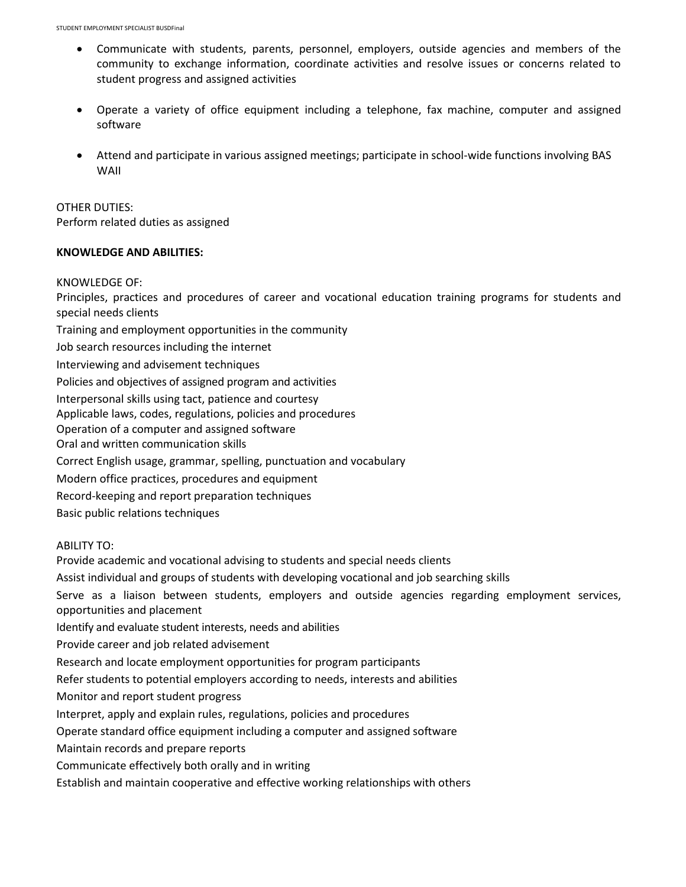- Communicate with students, parents, personnel, employers, outside agencies and members of the community to exchange information, coordinate activities and resolve issues or concerns related to student progress and assigned activities

- Operate a variety of office equipment including a telephone, fax machine, computer and assigned software

- Attend and participate in various assigned meetings; participate in school-wide functions involving BAS WAII

OTHER DUTIES:
Perform related duties as assigned

**KNOWLEDGE AND ABILITIES:**

KNOWLEDGE OF:
Principles, practices and procedures of career and vocational education training programs for students and special needs clients
Training and employment opportunities in the community
Job search resources including the internet
Interviewing and advisement techniques
Policies and objectives of assigned program and activities
Interpersonal skills using tact, patience and courtesy
Applicable laws, codes, regulations, policies and procedures
Operation of a computer and assigned software
Oral and written communication skills
Correct English usage, grammar, spelling, punctuation and vocabulary
Modern office practices, procedures and equipment
Record-keeping and report preparation techniques
Basic public relations techniques

ABILITY TO:
Provide academic and vocational advising to students and special needs clients
Assist individual and groups of students with developing vocational and job searching skills
Serve as a liaison between students, employers and outside agencies regarding employment services, opportunities and placement
Identify and evaluate student interests, needs and abilities
Provide career and job related advisement
Research and locate employment opportunities for program participants
Refer students to potential employers according to needs, interests and abilities
Monitor and report student progress
Interpret, apply and explain rules, regulations, policies and procedures
Operate standard office equipment including a computer and assigned software
Maintain records and prepare reports
Communicate effectively both orally and in writing
Establish and maintain cooperative and effective working relationships with others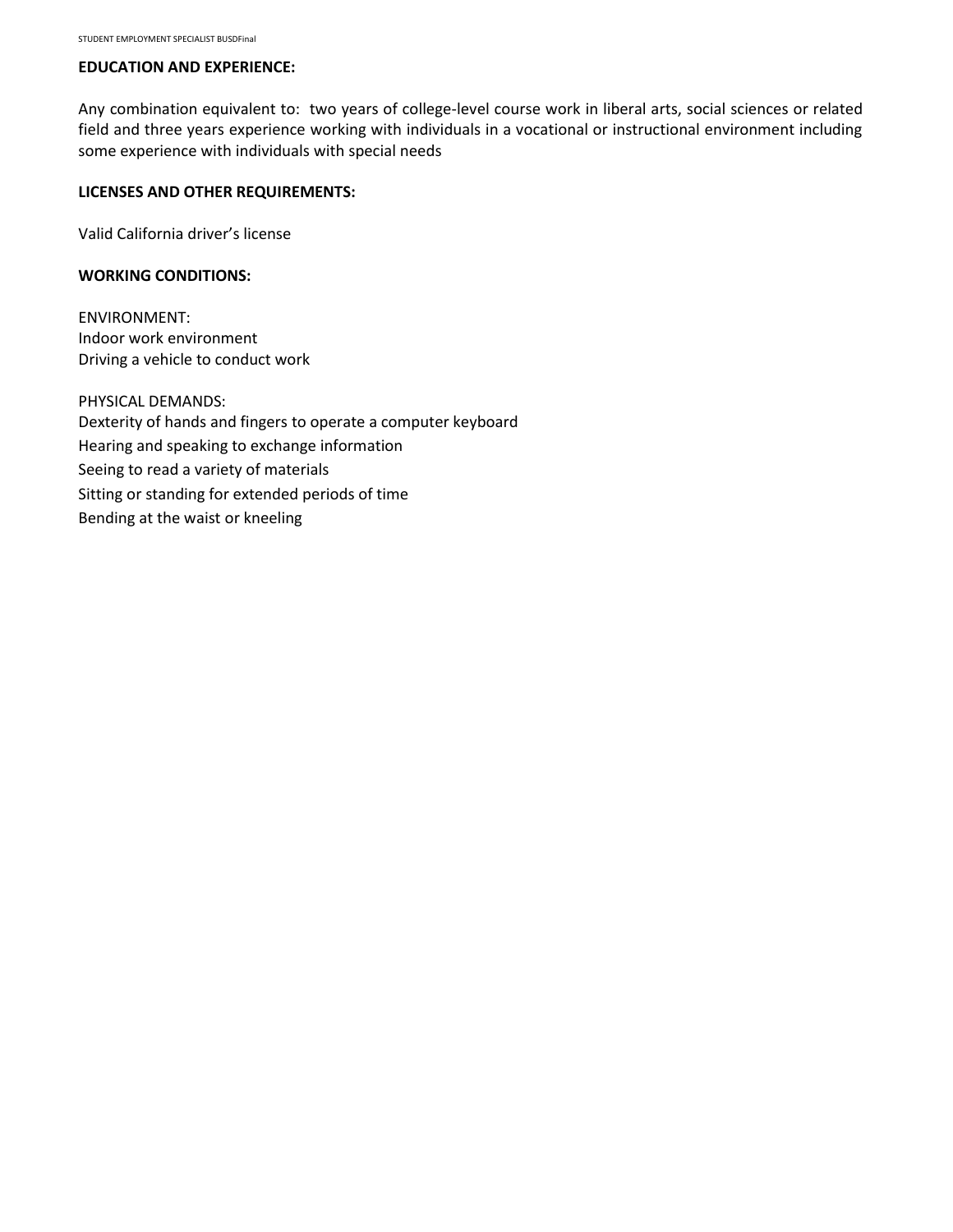**EDUCATION AND EXPERIENCE:**

Any combination equivalent to: two years of college-level course work in liberal arts, social sciences or related field and three years experience working with individuals in a vocational or instructional environment including some experience with individuals with special needs

**LICENSES AND OTHER REQUIREMENTS:**

Valid California driver's license

**WORKING CONDITIONS:**

ENVIRONMENT:
Indoor work environment
Driving a vehicle to conduct work

PHYSICAL DEMANDS:
Dexterity of hands and fingers to operate a computer keyboard
Hearing and speaking to exchange information
Seeing to read a variety of materials
Sitting or standing for extended periods of time
Bending at the waist or kneeling